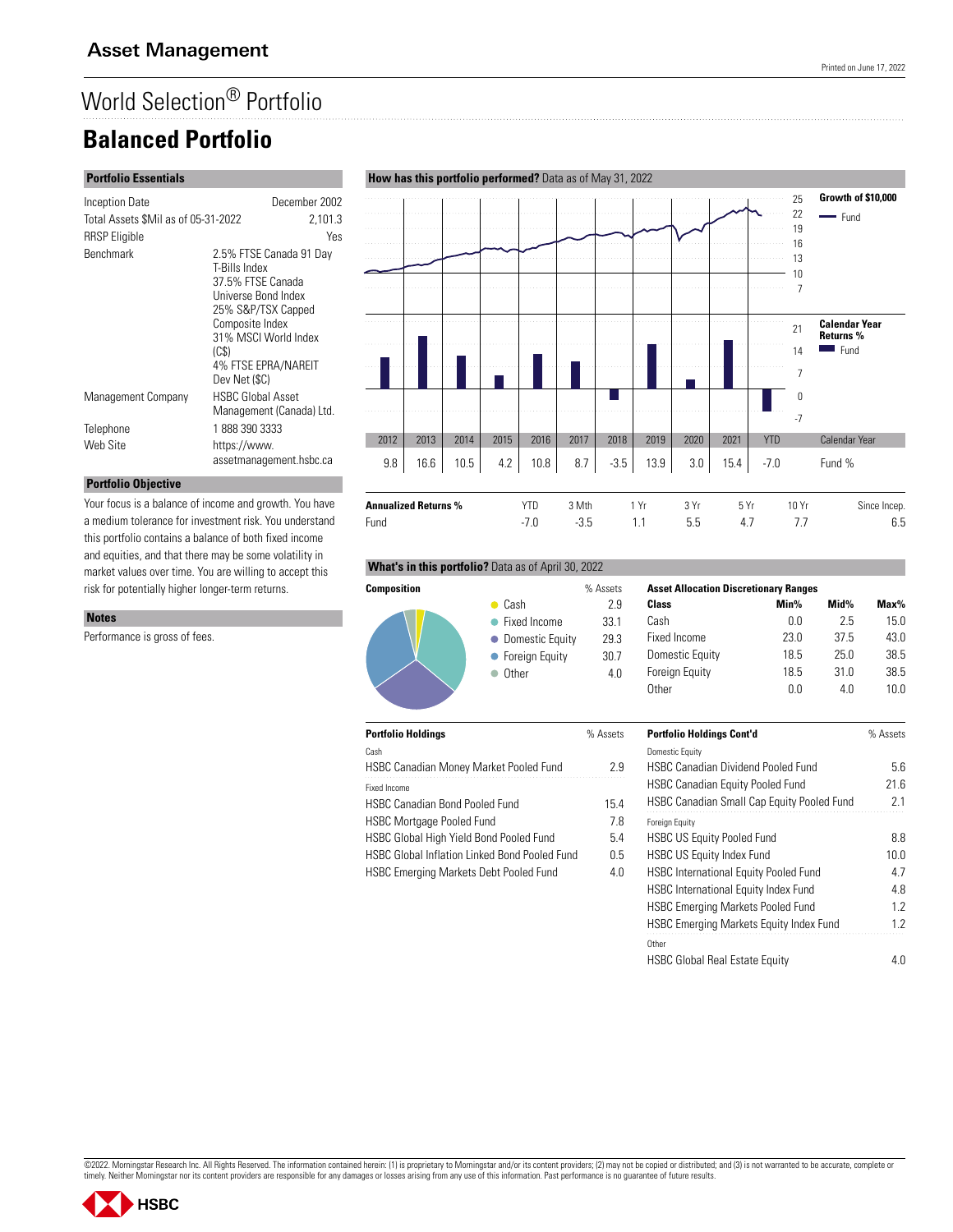Asset Management

# World Selection® Portfolio

# Balanced Portfolio

## Portfolio Essentials

| | |
|---|---|
| Inception Date | December 2002 |
| Total Assets $Mil as of 05-31-2022 | 2,101.3 |
| RRSP Eligible | Yes |
| Benchmark | 2.5% FTSE Canada 91 Day T-Bills Index<br>37.5% FTSE Canada Universe Bond Index<br>25% S&P/TSX Capped Composite Index<br>31% MSCI World Index (C$)<br>4% FTSE EPRA/NAREIT Dev Net ($C) |
| Management Company | HSBC Global Asset Management (Canada) Ltd. |
| Telephone | 1 888 390 3333 |
| Web Site | https://www.assetmanagement.hsbc.ca |

## Portfolio Objective

Your focus is a balance of income and growth. You have a medium tolerance for investment risk. You understand this portfolio contains a balance of both fixed income and equities, and that there may be some volatility in market values over time. You are willing to accept this risk for potentially higher longer-term returns.

## Notes

Performance is gross of fees.

## How has this portfolio performed? Data as of May 31, 2022

Growth of $10,000 — Fund

Calendar Year Returns % — Fund

| Calendar Year | 2012 | 2013 | 2014 | 2015 | 2016 | 2017 | 2018 | 2019 | 2020 | 2021 | YTD |
|---|---|---|---|---|---|---|---|---|---|---|---|
| Fund % | 9.8 | 16.6 | 10.5 | 4.2 | 10.8 | 8.7 | -3.5 | 13.9 | 3.0 | 15.4 | -7.0 |

| Annualized Returns % | YTD | 3 Mth | 1 Yr | 3 Yr | 5 Yr | 10 Yr | Since Incep. |
|---|---|---|---|---|---|---|---|
| Fund | -7.0 | -3.5 | 1.1 | 5.5 | 4.7 | 7.7 | 6.5 |

## What's in this portfolio? Data as of April 30, 2022

| Composition | % Assets |
|---|---|
| Cash | 2.9 |
| Fixed Income | 33.1 |
| Domestic Equity | 29.3 |
| Foreign Equity | 30.7 |
| Other | 4.0 |

**Asset Allocation Discretionary Ranges**

| Class | Min% | Mid% | Max% |
|---|---|---|---|
| Cash | 0.0 | 2.5 | 15.0 |
| Fixed Income | 23.0 | 37.5 | 43.0 |
| Domestic Equity | 18.5 | 25.0 | 38.5 |
| Foreign Equity | 18.5 | 31.0 | 38.5 |
| Other | 0.0 | 4.0 | 10.0 |

| Portfolio Holdings | % Assets |
|---|---|
| **Cash** | |
| HSBC Canadian Money Market Pooled Fund | 2.9 |
| **Fixed Income** | |
| HSBC Canadian Bond Pooled Fund | 15.4 |
| HSBC Mortgage Pooled Fund | 7.8 |
| HSBC Global High Yield Bond Pooled Fund | 5.4 |
| HSBC Global Inflation Linked Bond Pooled Fund | 0.5 |
| HSBC Emerging Markets Debt Pooled Fund | 4.0 |
| **Domestic Equity** | |
| HSBC Canadian Dividend Pooled Fund | 5.6 |
| HSBC Canadian Equity Pooled Fund | 21.6 |
| HSBC Canadian Small Cap Equity Pooled Fund | 2.1 |
| **Foreign Equity** | |
| HSBC US Equity Pooled Fund | 8.8 |
| HSBC US Equity Index Fund | 10.0 |
| HSBC International Equity Pooled Fund | 4.7 |
| HSBC International Equity Index Fund | 4.8 |
| HSBC Emerging Markets Pooled Fund | 1.2 |
| HSBC Emerging Markets Equity Index Fund | 1.2 |
| **Other** | |
| HSBC Global Real Estate Equity | 4.0 |

©2022. Morningstar Research Inc. All Rights Reserved. The information contained herein: (1) is proprietary to Morningstar and/or its content providers; (2) may not be copied or distributed; and (3) is not warranted to be accurate, complete or timely. Neither Morningstar nor its content providers are responsible for any damages or losses arising from any use of this information. Past performance is no guarantee of future results.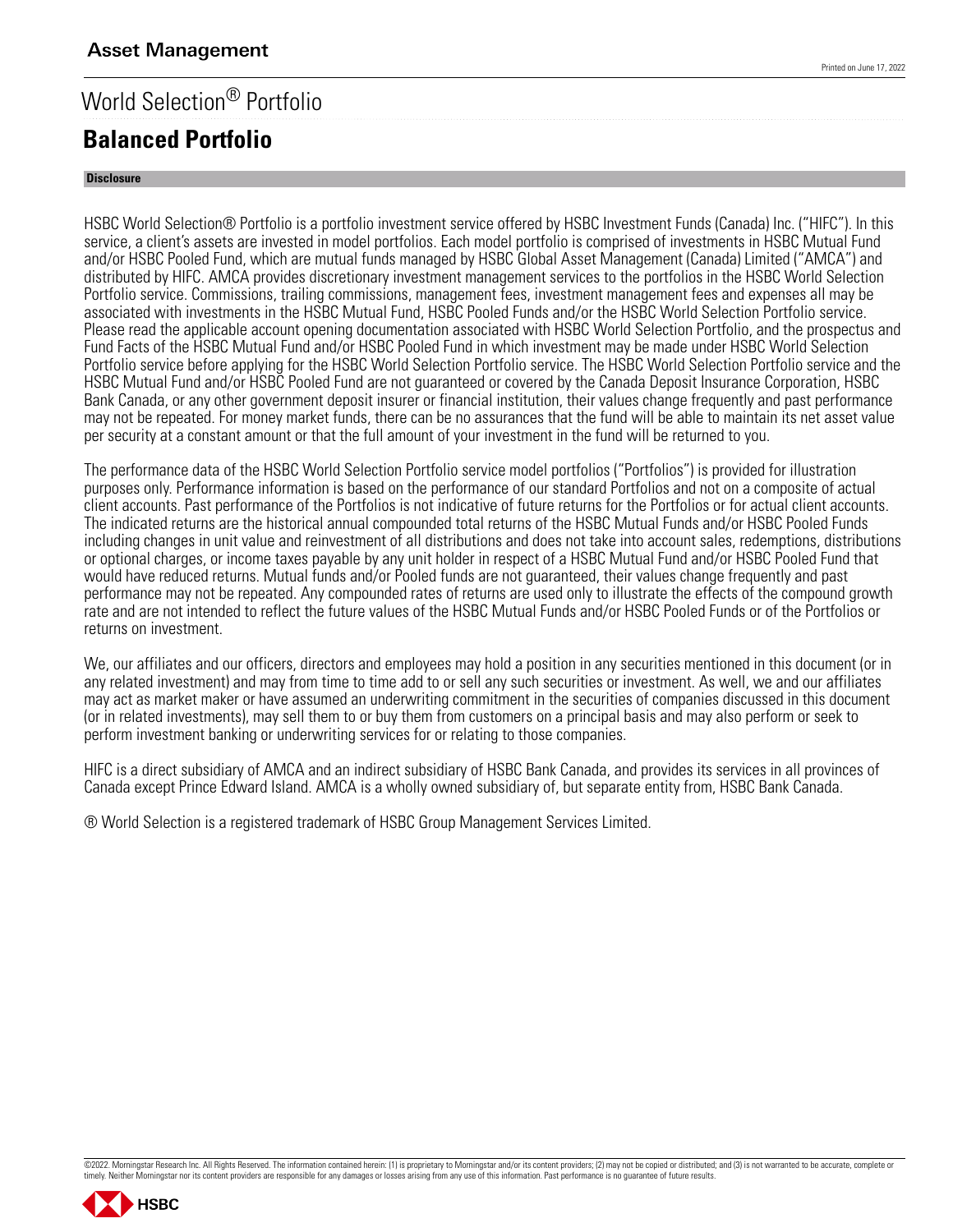# World Selection® Portfolio

## Balanced Portfolio

**Disclosure**

HSBC World Selection® Portfolio is a portfolio investment service offered by HSBC Investment Funds (Canada) Inc. ("HIFC"). In this service, a client's assets are invested in model portfolios. Each model portfolio is comprised of investments in HSBC Mutual Fund and/or HSBC Pooled Fund, which are mutual funds managed by HSBC Global Asset Management (Canada) Limited ("AMCA") and distributed by HIFC. AMCA provides discretionary investment management services to the portfolios in the HSBC World Selection Portfolio service. Commissions, trailing commissions, management fees, investment management fees and expenses all may be associated with investments in the HSBC Mutual Fund, HSBC Pooled Funds and/or the HSBC World Selection Portfolio service. Please read the applicable account opening documentation associated with HSBC World Selection Portfolio, and the prospectus and Fund Facts of the HSBC Mutual Fund and/or HSBC Pooled Fund in which investment may be made under HSBC World Selection Portfolio service before applying for the HSBC World Selection Portfolio service. The HSBC World Selection Portfolio service and the HSBC Mutual Fund and/or HSBC Pooled Fund are not guaranteed or covered by the Canada Deposit Insurance Corporation, HSBC Bank Canada, or any other government deposit insurer or financial institution, their values change frequently and past performance may not be repeated. For money market funds, there can be no assurances that the fund will be able to maintain its net asset value per security at a constant amount or that the full amount of your investment in the fund will be returned to you.

The performance data of the HSBC World Selection Portfolio service model portfolios ("Portfolios") is provided for illustration purposes only. Performance information is based on the performance of our standard Portfolios and not on a composite of actual client accounts. Past performance of the Portfolios is not indicative of future returns for the Portfolios or for actual client accounts. The indicated returns are the historical annual compounded total returns of the HSBC Mutual Funds and/or HSBC Pooled Funds including changes in unit value and reinvestment of all distributions and does not take into account sales, redemptions, distributions or optional charges, or income taxes payable by any unit holder in respect of a HSBC Mutual Fund and/or HSBC Pooled Fund that would have reduced returns. Mutual funds and/or Pooled funds are not guaranteed, their values change frequently and past performance may not be repeated. Any compounded rates of returns are used only to illustrate the effects of the compound growth rate and are not intended to reflect the future values of the HSBC Mutual Funds and/or HSBC Pooled Funds or of the Portfolios or returns on investment.

We, our affiliates and our officers, directors and employees may hold a position in any securities mentioned in this document (or in any related investment) and may from time to time add to or sell any such securities or investment. As well, we and our affiliates may act as market maker or have assumed an underwriting commitment in the securities of companies discussed in this document (or in related investments), may sell them to or buy them from customers on a principal basis and may also perform or seek to perform investment banking or underwriting services for or relating to those companies.

HIFC is a direct subsidiary of AMCA and an indirect subsidiary of HSBC Bank Canada, and provides its services in all provinces of Canada except Prince Edward Island. AMCA is a wholly owned subsidiary of, but separate entity from, HSBC Bank Canada.

® World Selection is a registered trademark of HSBC Group Management Services Limited.

©2022. Morningstar Research Inc. All Rights Reserved. The information contained herein: (1) is proprietary to Morningstar and/or its content providers; (2) may not be copied or distributed; and (3) is not warranted to be accurate, complete or timely. Neither Morningstar nor its content providers are responsible for any damages or losses arising from any use of this information. Past performance is no guarantee of future results.